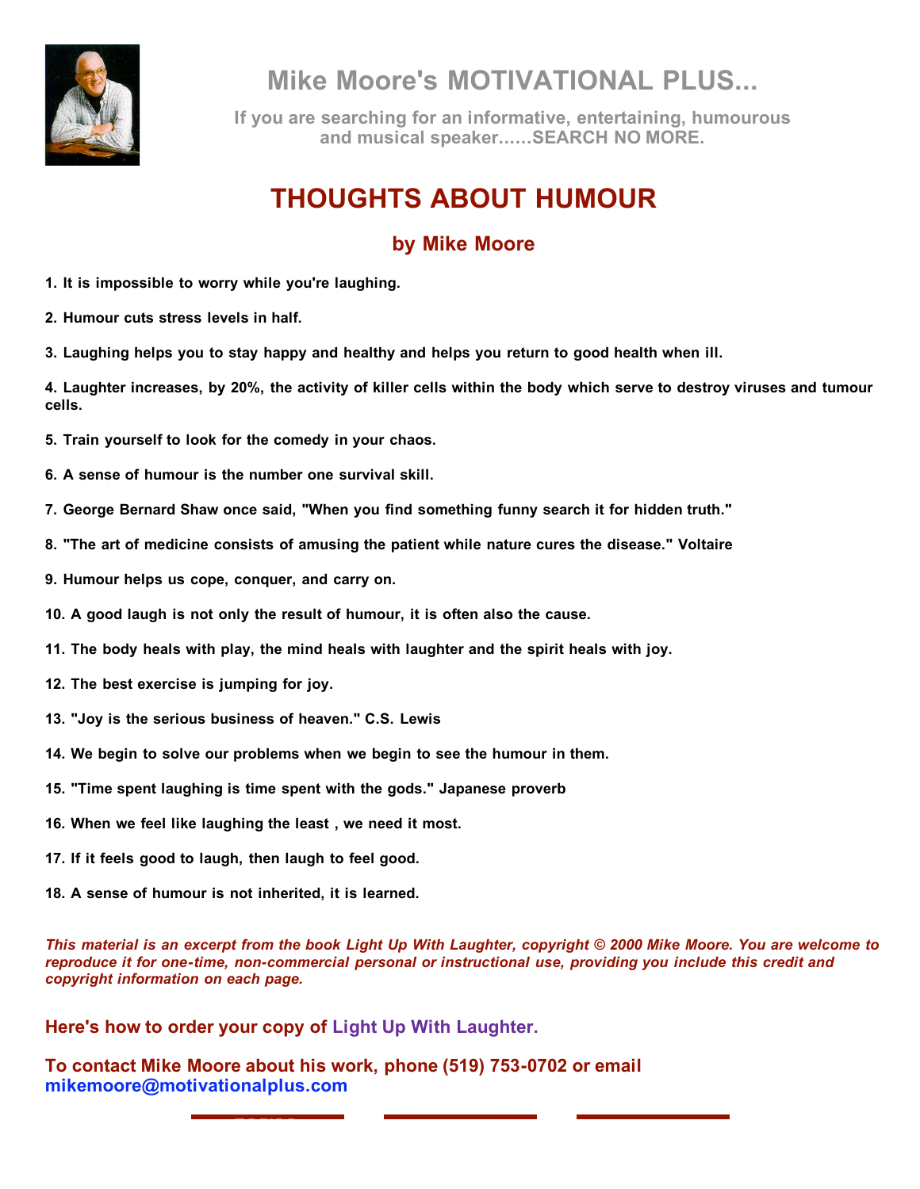# Mike Moore's MOTIVATIONAL PLUS...

If you are searching for an informative, entertaining, humourous and musical speaker......SEARCH NO MORE.

## THOUGHTS ABOUT HUMOUR

### by Mike Moore

**1. It is impossible to worry while you're laughing.**

**2. Humour cuts stress levels in half.**

**3. Laughing helps you to stay happy and healthy and helps you return to good health when ill.**

**4. Laughter increases, by 20%, the activity of killer cells within the body which serve to destroy viruses and tumour cells.**

**5. Train yourself to look for the comedy in your chaos.**

**6. A sense of humour is the number one survival skill.**

**7. George Bernard Shaw once said, "When you find something funny search it for hidden truth."**

**8. "The art of medicine consists of amusing the patient while nature cures the disease." Voltaire**

**9. Humour helps us cope, conquer, and carry on.**

**10. A good laugh is not only the result of humour, it is often also the cause.**

**11. The body heals with play, the mind heals with laughter and the spirit heals with joy.**

**12. The best exercise is jumping for joy.**

**13. "Joy is the serious business of heaven." C.S. Lewis**

**14. We begin to solve our problems when we begin to see the humour in them.**

**15. "Time spent laughing is time spent with the gods." Japanese proverb**

**16. When we feel like laughing the least , we need it most.**

**17. If it feels good to laugh, then laugh to feel good.**

**18. A sense of humour is not inherited, it is learned.**

***This material is an excerpt from the book Light Up With Laughter, copyright © 2000 Mike Moore. You are welcome to reproduce it for one-time, non-commercial personal or instructional use, providing you include this credit and copyright information on each page.***

**Here's how to order your copy of Light Up With Laughter.**

**To contact Mike Moore about his work, phone (519) 753-0702 or email mikemoore@motivationalplus.com**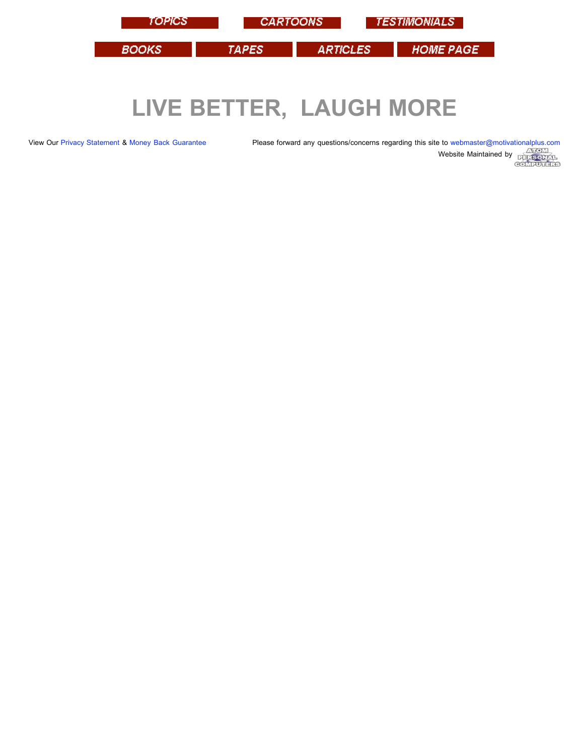TOPICS | CARTOONS | TESTIMONIALS

BOOKS | TAPES | ARTICLES | HOME PAGE

# LIVE BETTER, LAUGH MORE

View Our Privacy Statement & Money Back Guarantee

Please forward any questions/concerns regarding this site to webmaster@motivationalplus.com

Website Maintained by ATOM PERSONAL COMPUTERS